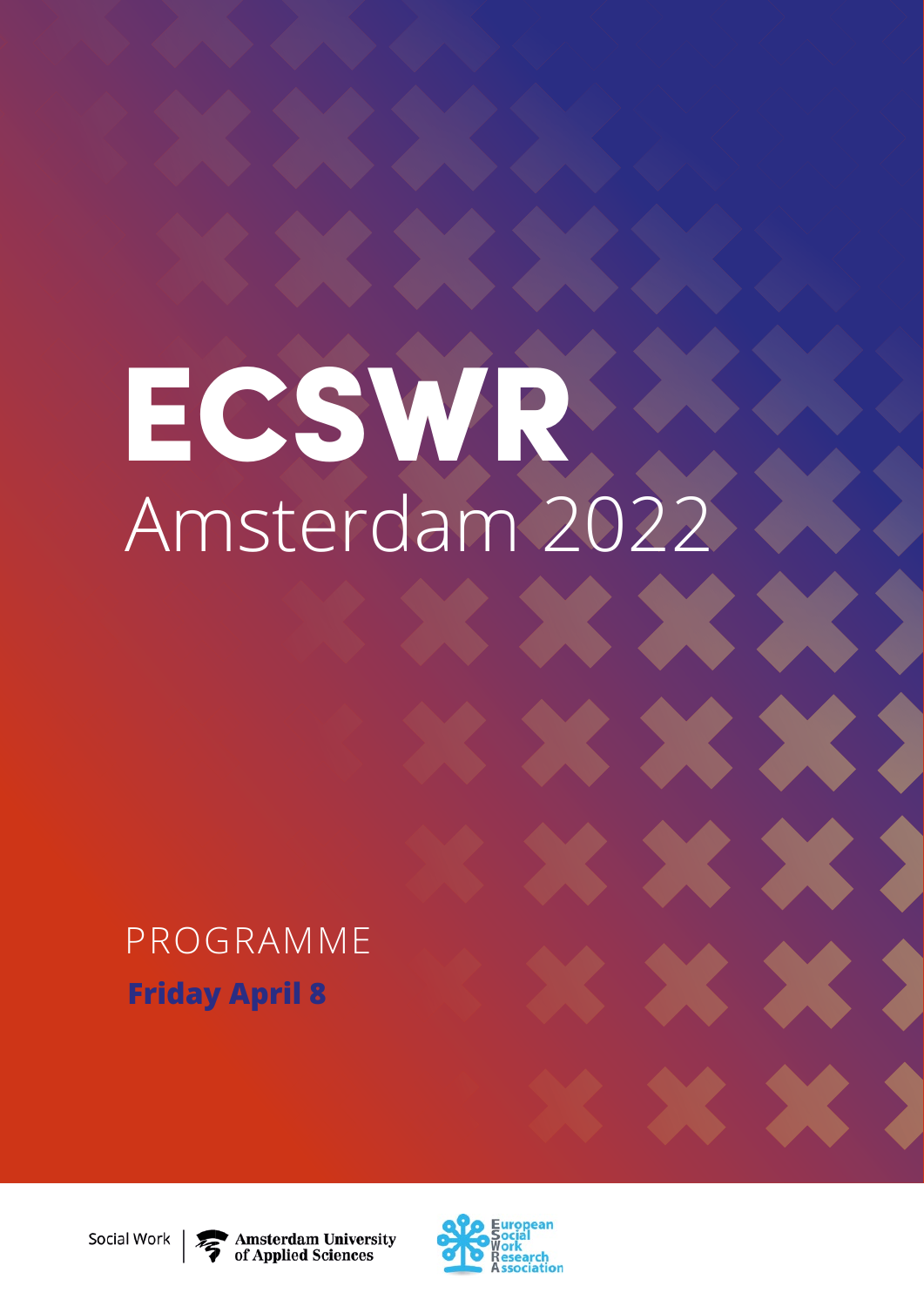# ECSWR

## Amsterdam 2022

PROGRAMME

**Friday April 8**

Social Work | Amsterdam University of Applied Sciences

European Social Work Research Association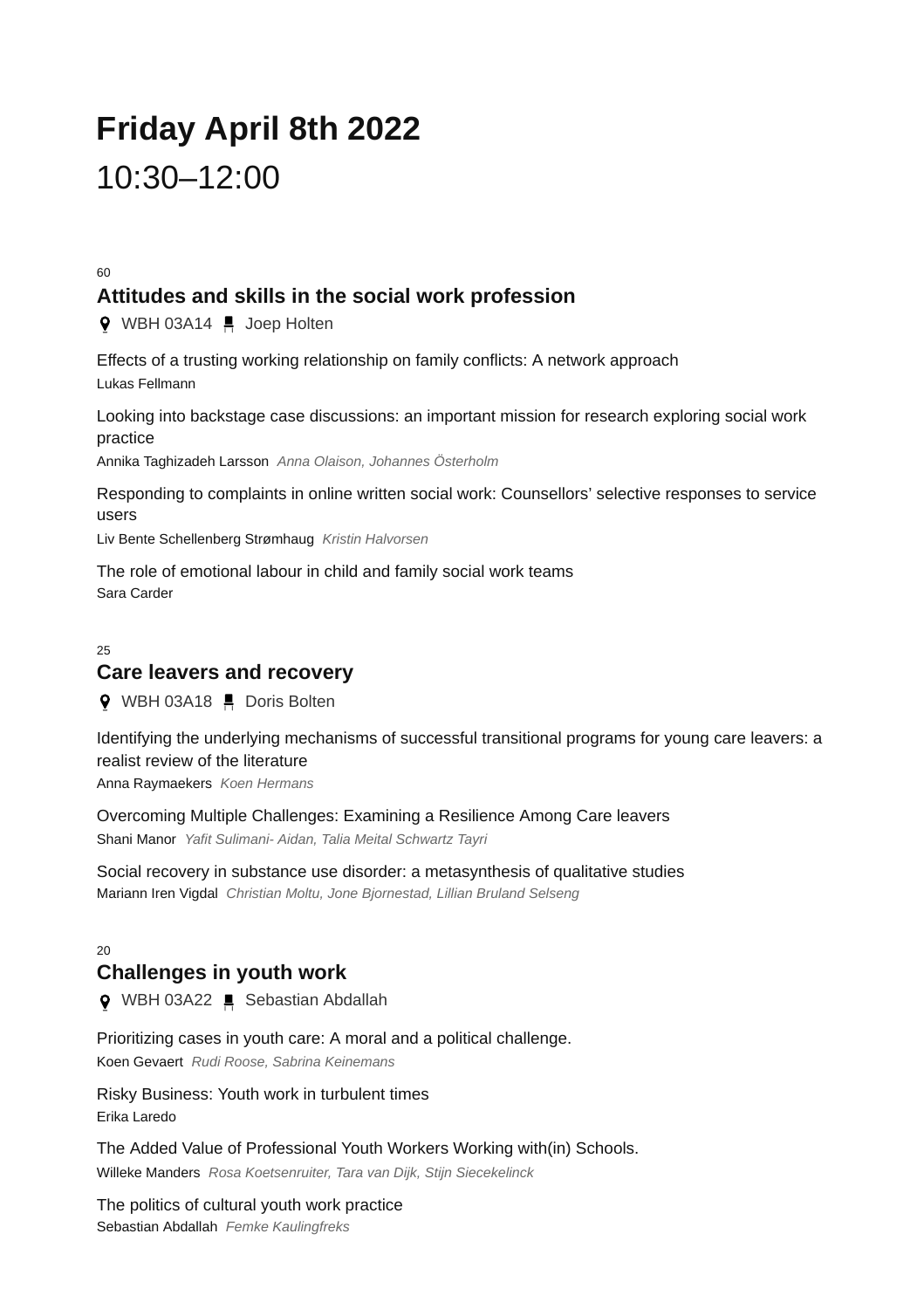# Friday April 8th 2022

10:30–12:00

60

## Attitudes and skills in the social work profession

WBH 03A14 Joep Holten

Effects of a trusting working relationship on family conflicts: A network approach
Lukas Fellmann

Looking into backstage case discussions: an important mission for research exploring social work practice
Annika Taghizadeh Larsson *Anna Olaison, Johannes Österholm*

Responding to complaints in online written social work: Counsellors' selective responses to service users
Liv Bente Schellenberg Strømhaug *Kristin Halvorsen*

The role of emotional labour in child and family social work teams
Sara Carder

25

## Care leavers and recovery

WBH 03A18 Doris Bolten

Identifying the underlying mechanisms of successful transitional programs for young care leavers: a realist review of the literature
Anna Raymaekers *Koen Hermans*

Overcoming Multiple Challenges: Examining a Resilience Among Care leavers
Shani Manor *Yafit Sulimani- Aidan, Talia Meital Schwartz Tayri*

Social recovery in substance use disorder: a metasynthesis of qualitative studies
Mariann Iren Vigdal *Christian Moltu, Jone Bjornestad, Lillian Bruland Selseng*

20

## Challenges in youth work

WBH 03A22 Sebastian Abdallah

Prioritizing cases in youth care: A moral and a political challenge.
Koen Gevaert *Rudi Roose, Sabrina Keinemans*

Risky Business: Youth work in turbulent times
Erika Laredo

The Added Value of Professional Youth Workers Working with(in) Schools.
Willeke Manders *Rosa Koetsenruiter, Tara van Dijk, Stijn Sieckelinck*

The politics of cultural youth work practice
Sebastian Abdallah *Femke Kaulingfreks*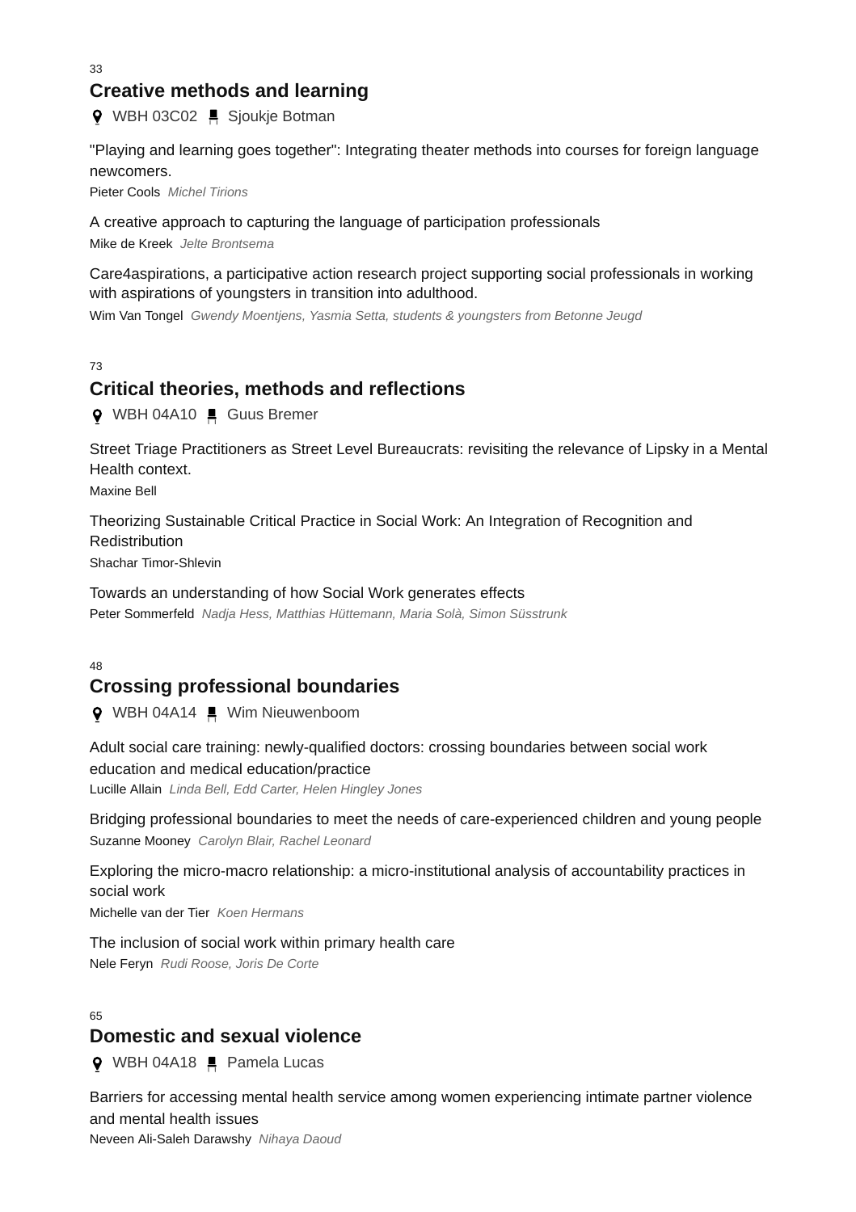33

## Creative methods and learning

WBH 03C02 Sjoukje Botman

"Playing and learning goes together": Integrating theater methods into courses for foreign language newcomers.
Pieter Cools *Michel Tirions*

A creative approach to capturing the language of participation professionals
Mike de Kreek *Jelte Brontsema*

Care4aspirations, a participative action research project supporting social professionals in working with aspirations of youngsters in transition into adulthood.
Wim Van Tongel *Gwendy Moentjens, Yasmia Setta, students & youngsters from Betonne Jeugd*

73

## Critical theories, methods and reflections

WBH 04A10 Guus Bremer

Street Triage Practitioners as Street Level Bureaucrats: revisiting the relevance of Lipsky in a Mental Health context.
Maxine Bell

Theorizing Sustainable Critical Practice in Social Work: An Integration of Recognition and Redistribution
Shachar Timor-Shlevin

Towards an understanding of how Social Work generates effects
Peter Sommerfeld *Nadja Hess, Matthias Hüttemann, Maria Solà, Simon Süsstrunk*

48

## Crossing professional boundaries

WBH 04A14 Wim Nieuwenboom

Adult social care training: newly-qualified doctors: crossing boundaries between social work education and medical education/practice
Lucille Allain *Linda Bell, Edd Carter, Helen Hingley Jones*

Bridging professional boundaries to meet the needs of care-experienced children and young people
Suzanne Mooney *Carolyn Blair, Rachel Leonard*

Exploring the micro-macro relationship: a micro-institutional analysis of accountability practices in social work
Michelle van der Tier *Koen Hermans*

The inclusion of social work within primary health care
Nele Feryn *Rudi Roose, Joris De Corte*

65

## Domestic and sexual violence

WBH 04A18 Pamela Lucas

Barriers for accessing mental health service among women experiencing intimate partner violence and mental health issues
Neveen Ali-Saleh Darawshy *Nihaya Daoud*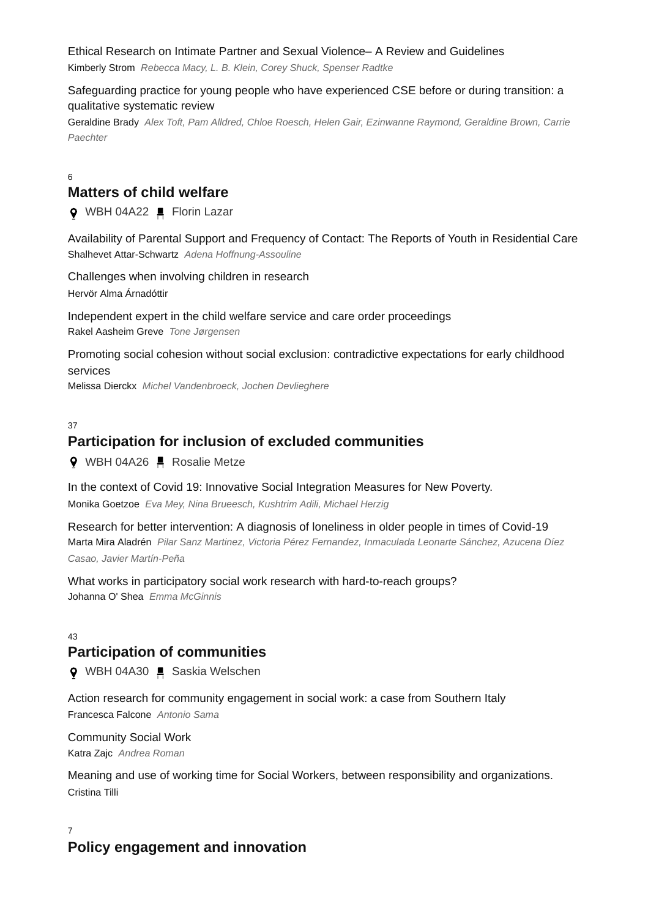Ethical Research on Intimate Partner and Sexual Violence– A Review and Guidelines
Kimberly Strom *Rebecca Macy, L. B. Klein, Corey Shuck, Spenser Radtke*

Safeguarding practice for young people who have experienced CSE before or during transition: a qualitative systematic review
Geraldine Brady *Alex Toft, Pam Alldred, Chloe Roesch, Helen Gair, Ezinwanne Raymond, Geraldine Brown, Carrie Paechter*

6

## Matters of child welfare

WBH 04A22 · Florin Lazar

Availability of Parental Support and Frequency of Contact: The Reports of Youth in Residential Care
Shalhevet Attar-Schwartz *Adena Hoffnung-Assouline*

Challenges when involving children in research
Hervör Alma Árnadóttir

Independent expert in the child welfare service and care order proceedings
Rakel Aasheim Greve *Tone Jørgensen*

Promoting social cohesion without social exclusion: contradictive expectations for early childhood services
Melissa Dierckx *Michel Vandenbroeck, Jochen Devlieghere*

37

## Participation for inclusion of excluded communities

WBH 04A26 · Rosalie Metze

In the context of Covid 19: Innovative Social Integration Measures for New Poverty.
Monika Goetzoe *Eva Mey, Nina Brueesch, Kushtrim Adili, Michael Herzig*

Research for better intervention: A diagnosis of loneliness in older people in times of Covid-19
Marta Mira Aladrén *Pilar Sanz Martinez, Victoria Pérez Fernandez, Inmaculada Leonarte Sánchez, Azucena Díez Casao, Javier Martín-Peña*

What works in participatory social work research with hard-to-reach groups?
Johanna O' Shea *Emma McGinnis*

43

## Participation of communities

WBH 04A30 · Saskia Welschen

Action research for community engagement in social work: a case from Southern Italy
Francesca Falcone *Antonio Sama*

Community Social Work
Katra Zajc *Andrea Roman*

Meaning and use of working time for Social Workers, between responsibility and organizations.
Cristina Tilli

7

## Policy engagement and innovation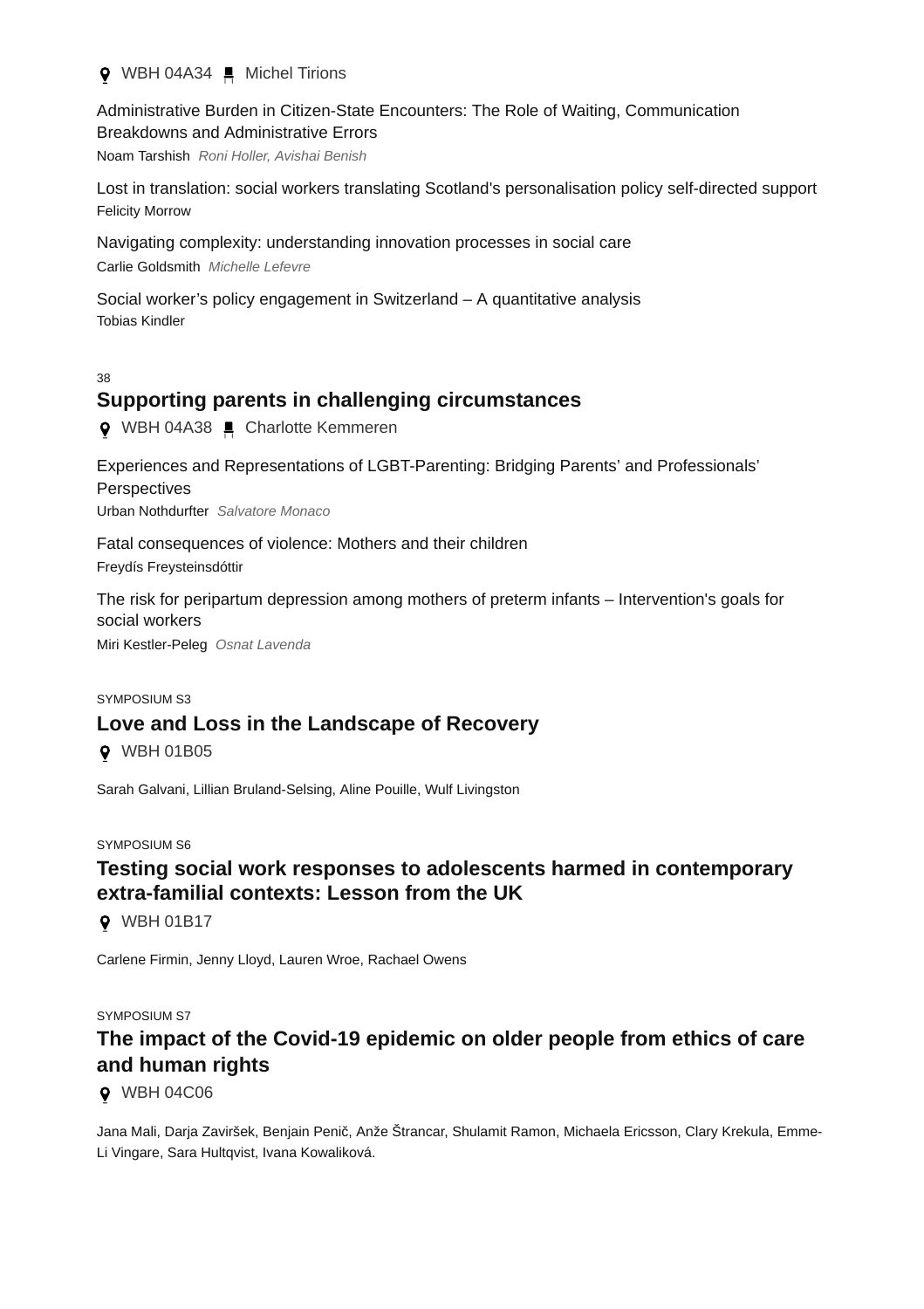WBH 04A34 · Michel Tirions

Administrative Burden in Citizen-State Encounters: The Role of Waiting, Communication Breakdowns and Administrative Errors
Noam Tarshish *Roni Holler, Avishai Benish*

Lost in translation: social workers translating Scotland's personalisation policy self-directed support
Felicity Morrow

Navigating complexity: understanding innovation processes in social care
Carlie Goldsmith *Michelle Lefevre*

Social worker's policy engagement in Switzerland – A quantitative analysis
Tobias Kindler

38

## Supporting parents in challenging circumstances

WBH 04A38 · Charlotte Kemmeren

Experiences and Representations of LGBT-Parenting: Bridging Parents' and Professionals' Perspectives
Urban Nothdurfter *Salvatore Monaco*

Fatal consequences of violence: Mothers and their children
Freydís Freysteinsdóttir

The risk for peripartum depression among mothers of preterm infants – Intervention's goals for social workers
Miri Kestler-Peleg *Osnat Lavenda*

SYMPOSIUM S3

## Love and Loss in the Landscape of Recovery

WBH 01B05

Sarah Galvani, Lillian Bruland-Selsing, Aline Pouille, Wulf Livingston

SYMPOSIUM S6

## Testing social work responses to adolescents harmed in contemporary extra-familial contexts: Lesson from the UK

WBH 01B17

Carlene Firmin, Jenny Lloyd, Lauren Wroe, Rachael Owens

SYMPOSIUM S7

## The impact of the Covid-19 epidemic on older people from ethics of care and human rights

WBH 04C06

Jana Mali, Darja Zaviršek, Benjain Penič, Anže Štrancar, Shulamit Ramon, Michaela Ericsson, Clary Krekula, Emme-Li Vingare, Sara Hultqvist, Ivana Kowaliková.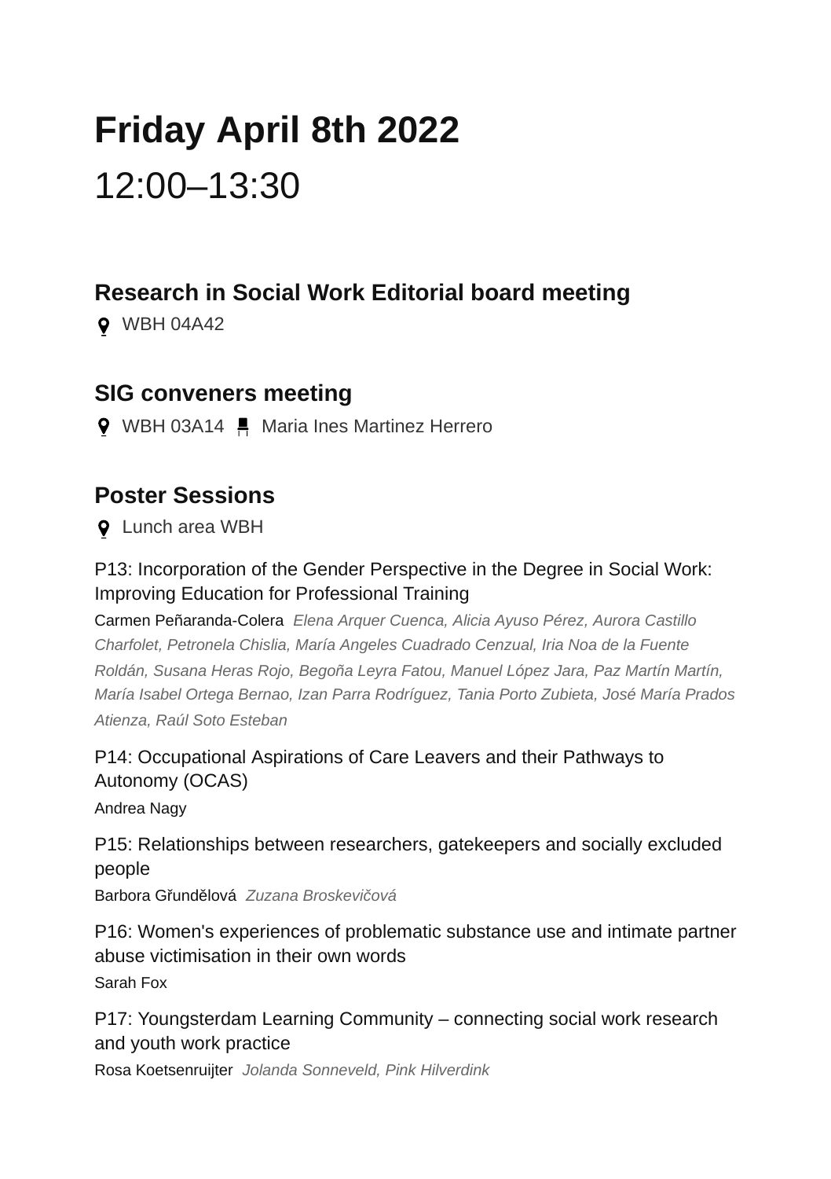# Friday April 8th 2022

12:00–13:30

## Research in Social Work Editorial board meeting

WBH 04A42

## SIG conveners meeting

WBH 03A14 Maria Ines Martinez Herrero

## Poster Sessions

Lunch area WBH

P13: Incorporation of the Gender Perspective in the Degree in Social Work: Improving Education for Professional Training

Carmen Peñaranda-Colera *Elena Arquer Cuenca, Alicia Ayuso Pérez, Aurora Castillo Charfolet, Petronela Chislia, María Angeles Cuadrado Cenzual, Iria Noa de la Fuente Roldán, Susana Heras Rojo, Begoña Leyra Fatou, Manuel López Jara, Paz Martín Martín, María Isabel Ortega Bernao, Izan Parra Rodríguez, Tania Porto Zubieta, José María Prados Atienza, Raúl Soto Esteban*

P14: Occupational Aspirations of Care Leavers and their Pathways to Autonomy (OCAS)

Andrea Nagy

P15: Relationships between researchers, gatekeepers and socially excluded people

Barbora Gřundělová *Zuzana Broskevičová*

P16: Women's experiences of problematic substance use and intimate partner abuse victimisation in their own words

Sarah Fox

P17: Youngsterdam Learning Community – connecting social work research and youth work practice

Rosa Koetsenruijter *Jolanda Sonneveld, Pink Hilverdink*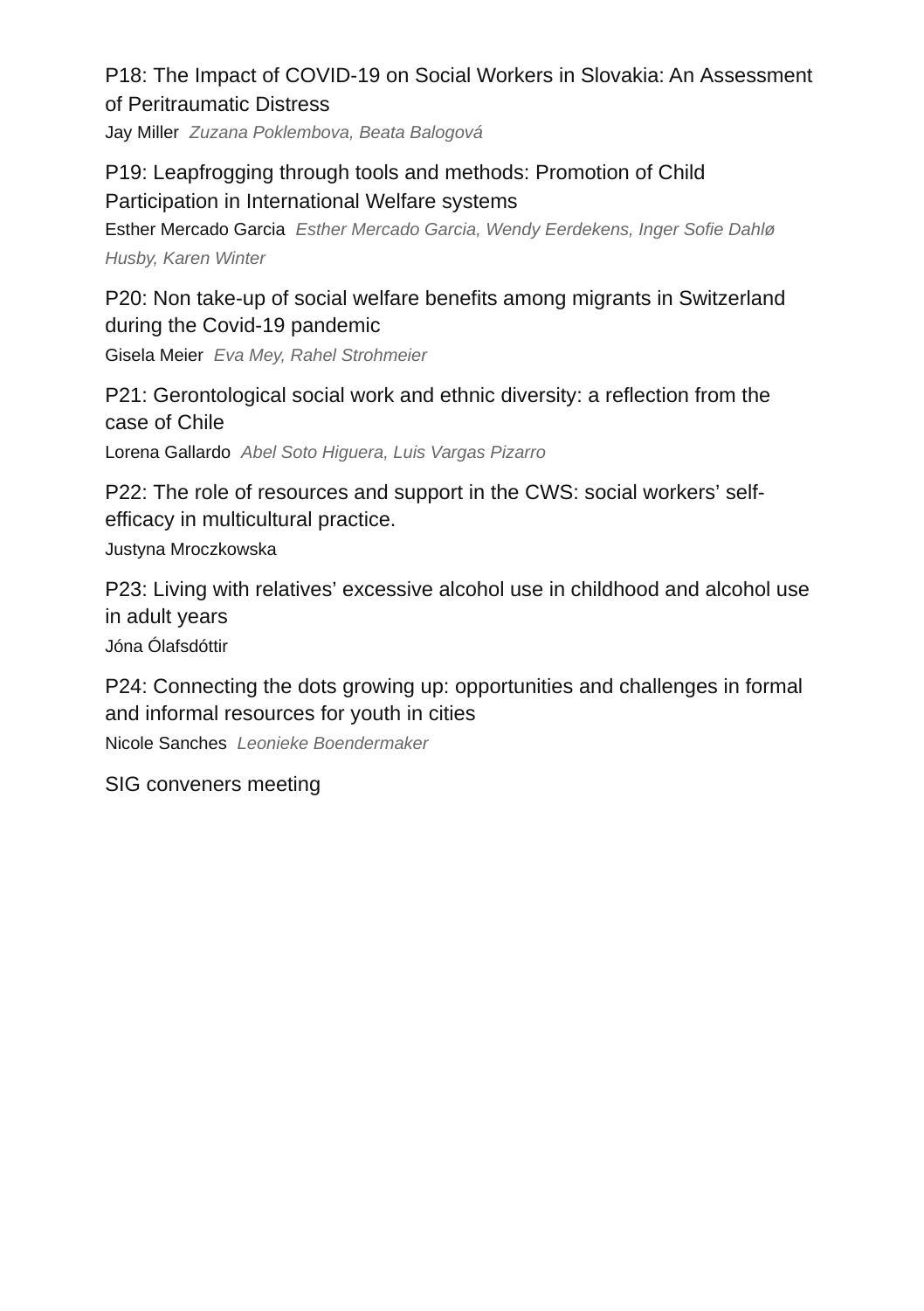P18: The Impact of COVID-19 on Social Workers in Slovakia: An Assessment of Peritraumatic Distress

Jay Miller *Zuzana Poklembova, Beata Balogová*

P19: Leapfrogging through tools and methods: Promotion of Child Participation in International Welfare systems

Esther Mercado Garcia *Esther Mercado Garcia, Wendy Eerdekens, Inger Sofie Dahlø Husby, Karen Winter*

P20: Non take-up of social welfare benefits among migrants in Switzerland during the Covid-19 pandemic

Gisela Meier *Eva Mey, Rahel Strohmeier*

P21: Gerontological social work and ethnic diversity: a reflection from the case of Chile

Lorena Gallardo *Abel Soto Higuera, Luis Vargas Pizarro*

P22: The role of resources and support in the CWS: social workers' self-efficacy in multicultural practice.

Justyna Mroczkowska

P23: Living with relatives' excessive alcohol use in childhood and alcohol use in adult years

Jóna Ólafsdóttir

P24: Connecting the dots growing up: opportunities and challenges in formal and informal resources for youth in cities

Nicole Sanches *Leonieke Boendermaker*

SIG conveners meeting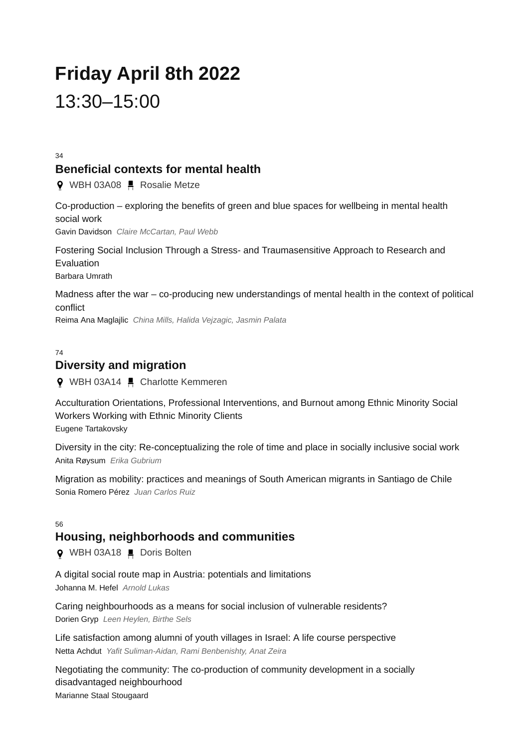# Friday April 8th 2022

13:30–15:00

34

## Beneficial contexts for mental health

WBH 03A08 Rosalie Metze

Co-production – exploring the benefits of green and blue spaces for wellbeing in mental health social work
Gavin Davidson *Claire McCartan, Paul Webb*

Fostering Social Inclusion Through a Stress- and Traumasensitive Approach to Research and Evaluation
Barbara Umrath

Madness after the war – co-producing new understandings of mental health in the context of political conflict
Reima Ana Maglajlic *China Mills, Halida Vejzagic, Jasmin Palata*

74

## Diversity and migration

WBH 03A14 Charlotte Kemmeren

Acculturation Orientations, Professional Interventions, and Burnout among Ethnic Minority Social Workers Working with Ethnic Minority Clients
Eugene Tartakovsky

Diversity in the city: Re-conceptualizing the role of time and place in socially inclusive social work
Anita Røysum *Erika Gubrium*

Migration as mobility: practices and meanings of South American migrants in Santiago de Chile
Sonia Romero Pérez *Juan Carlos Ruiz*

56

## Housing, neighborhoods and communities

WBH 03A18 Doris Bolten

A digital social route map in Austria: potentials and limitations
Johanna M. Hefel *Arnold Lukas*

Caring neighbourhoods as a means for social inclusion of vulnerable residents?
Dorien Gryp *Leen Heylen, Birthe Sels*

Life satisfaction among alumni of youth villages in Israel: A life course perspective
Netta Achdut *Yafit Suliman-Aidan, Rami Benbenishty, Anat Zeira*

Negotiating the community: The co-production of community development in a socially disadvantaged neighbourhood
Marianne Staal Stougaard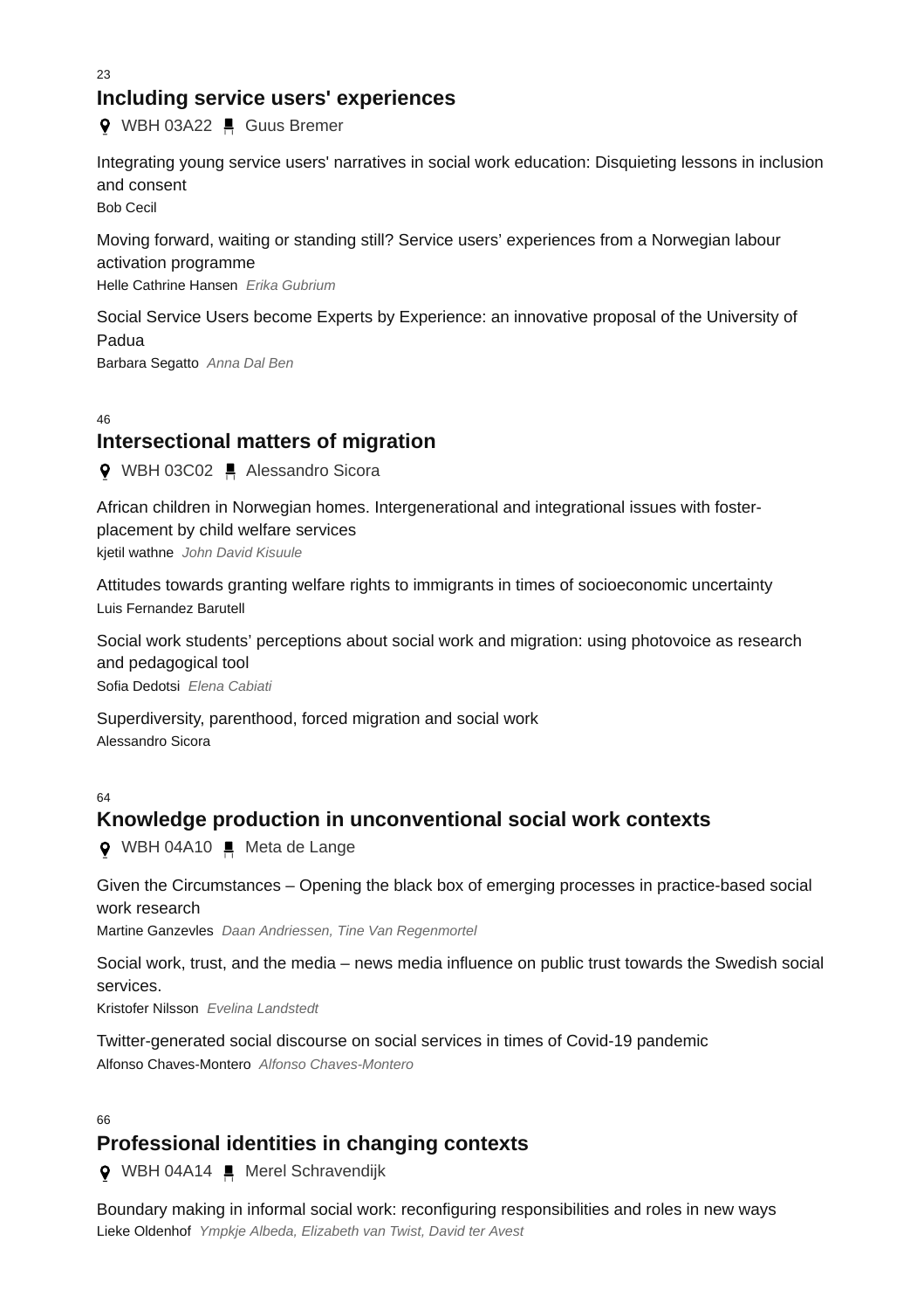23

## Including service users' experiences

WBH 03A22 Guus Bremer

Integrating young service users' narratives in social work education: Disquieting lessons in inclusion and consent

Bob Cecil

Moving forward, waiting or standing still? Service users' experiences from a Norwegian labour activation programme

Helle Cathrine Hansen *Erika Gubrium*

Social Service Users become Experts by Experience: an innovative proposal of the University of Padua

Barbara Segatto *Anna Dal Ben*

46

## Intersectional matters of migration

WBH 03C02 Alessandro Sicora

African children in Norwegian homes. Intergenerational and integrational issues with foster-placement by child welfare services

kjetil wathne *John David Kisuule*

Attitudes towards granting welfare rights to immigrants in times of socioeconomic uncertainty

Luis Fernandez Barutell

Social work students' perceptions about social work and migration: using photovoice as research and pedagogical tool

Sofia Dedotsi *Elena Cabiati*

Superdiversity, parenthood, forced migration and social work

Alessandro Sicora

64

## Knowledge production in unconventional social work contexts

WBH 04A10 Meta de Lange

Given the Circumstances – Opening the black box of emerging processes in practice-based social work research

Martine Ganzevles *Daan Andriessen, Tine Van Regenmortel*

Social work, trust, and the media – news media influence on public trust towards the Swedish social services.

Kristofer Nilsson *Evelina Landstedt*

Twitter-generated social discourse on social services in times of Covid-19 pandemic

Alfonso Chaves-Montero *Alfonso Chaves-Montero*

66

## Professional identities in changing contexts

WBH 04A14 Merel Schravendijk

Boundary making in informal social work: reconfiguring responsibilities and roles in new ways

Lieke Oldenhof *Ympkje Albeda, Elizabeth van Twist, David ter Avest*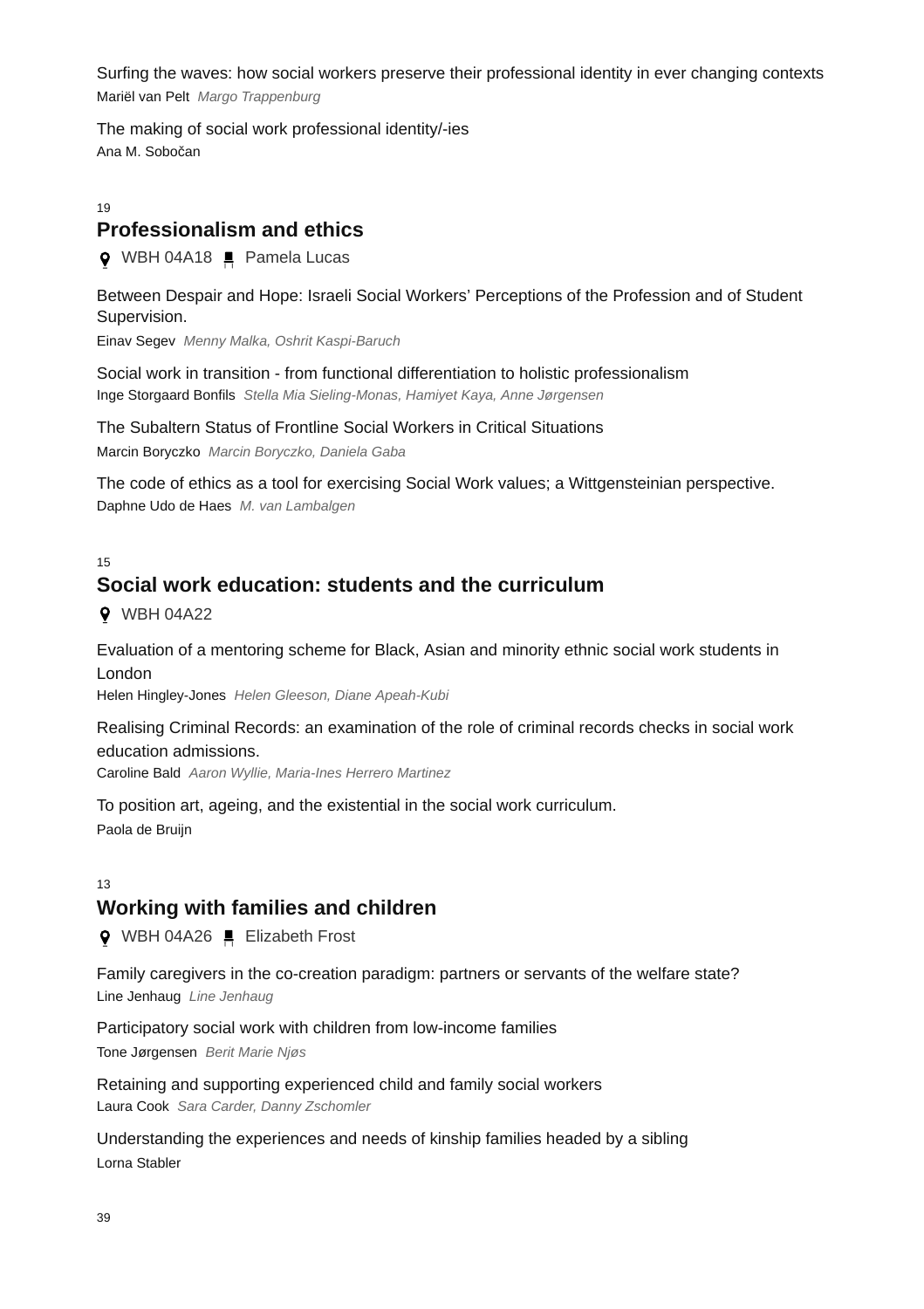Surfing the waves: how social workers preserve their professional identity in ever changing contexts
Mariël van Pelt *Margo Trappenburg*

The making of social work professional identity/-ies
Ana M. Sobočan

19

## Professionalism and ethics

WBH 04A18 Pamela Lucas

Between Despair and Hope: Israeli Social Workers' Perceptions of the Profession and of Student Supervision.
Einav Segev *Menny Malka, Oshrit Kaspi-Baruch*

Social work in transition - from functional differentiation to holistic professionalism
Inge Storgaard Bonfils *Stella Mia Sieling-Monas, Hamiyet Kaya, Anne Jørgensen*

The Subaltern Status of Frontline Social Workers in Critical Situations
Marcin Boryczko *Marcin Boryczko, Daniela Gaba*

The code of ethics as a tool for exercising Social Work values; a Wittgensteinian perspective.
Daphne Udo de Haes *M. van Lambalgen*

15

## Social work education: students and the curriculum

WBH 04A22

Evaluation of a mentoring scheme for Black, Asian and minority ethnic social work students in London
Helen Hingley-Jones *Helen Gleeson, Diane Apeah-Kubi*

Realising Criminal Records: an examination of the role of criminal records checks in social work education admissions.
Caroline Bald *Aaron Wyllie, Maria-Ines Herrero Martinez*

To position art, ageing, and the existential in the social work curriculum.
Paola de Bruijn

13

## Working with families and children

WBH 04A26 Elizabeth Frost

Family caregivers in the co-creation paradigm: partners or servants of the welfare state?
Line Jenhaug *Line Jenhaug*

Participatory social work with children from low-income families
Tone Jørgensen *Berit Marie Njøs*

Retaining and supporting experienced child and family social workers
Laura Cook *Sara Carder, Danny Zschomler*

Understanding the experiences and needs of kinship families headed by a sibling
Lorna Stabler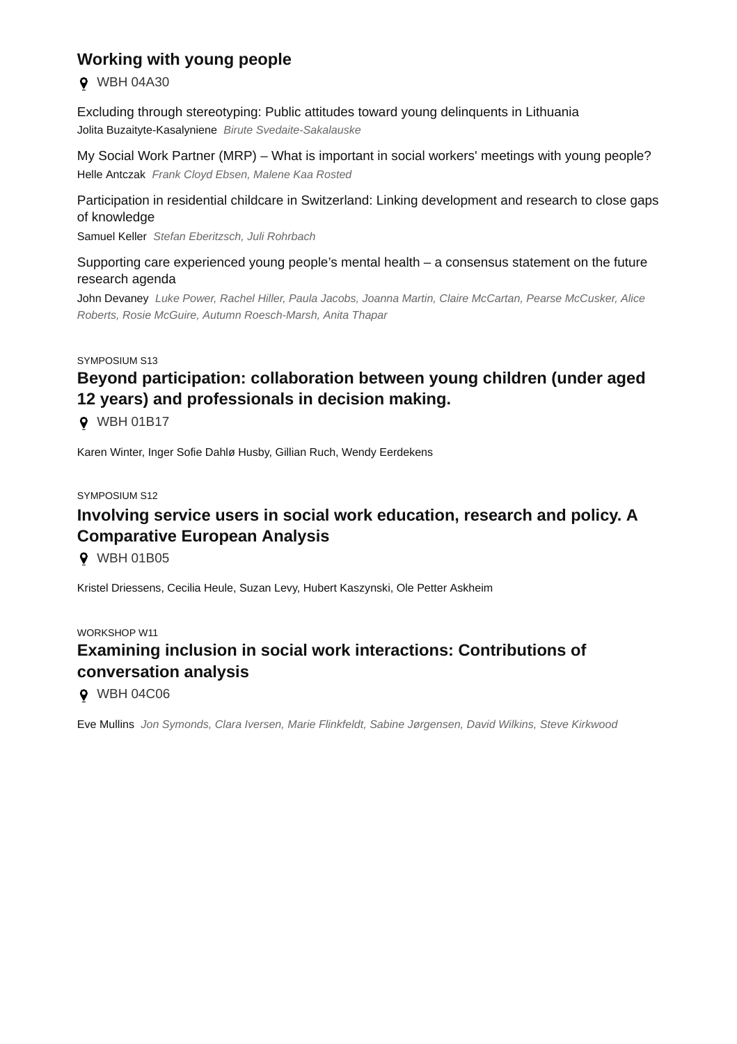## Working with young people

WBH 04A30

Excluding through stereotyping: Public attitudes toward young delinquents in Lithuania
Jolita Buzaityte-Kasalyniene *Birute Svedaite-Sakalauske*

My Social Work Partner (MRP) – What is important in social workers' meetings with young people?
Helle Antczak *Frank Cloyd Ebsen, Malene Kaa Rosted*

Participation in residential childcare in Switzerland: Linking development and research to close gaps of knowledge
Samuel Keller *Stefan Eberitzsch, Juli Rohrbach*

Supporting care experienced young people's mental health – a consensus statement on the future research agenda
John Devaney *Luke Power, Rachel Hiller, Paula Jacobs, Joanna Martin, Claire McCartan, Pearse McCusker, Alice Roberts, Rosie McGuire, Autumn Roesch-Marsh, Anita Thapar*

SYMPOSIUM S13

## Beyond participation: collaboration between young children (under aged 12 years) and professionals in decision making.

WBH 01B17

Karen Winter, Inger Sofie Dahlø Husby, Gillian Ruch, Wendy Eerdekens

SYMPOSIUM S12

## Involving service users in social work education, research and policy. A Comparative European Analysis

WBH 01B05

Kristel Driessens, Cecilia Heule, Suzan Levy, Hubert Kaszynski, Ole Petter Askheim

WORKSHOP W11

## Examining inclusion in social work interactions: Contributions of conversation analysis

WBH 04C06

Eve Mullins *Jon Symonds, Clara Iversen, Marie Flinkfeldt, Sabine Jørgensen, David Wilkins, Steve Kirkwood*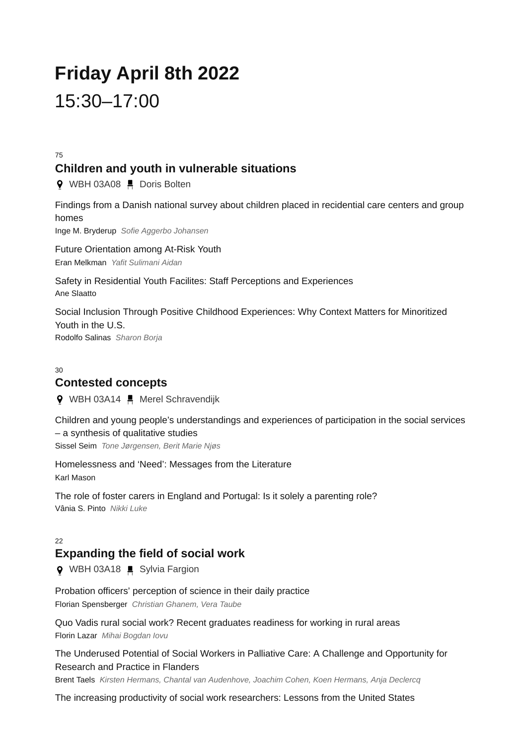# Friday April 8th 2022

15:30–17:00

75

## Children and youth in vulnerable situations

WBH 03A08 Doris Bolten

Findings from a Danish national survey about children placed in recidential care centers and group homes
Inge M. Bryderup *Sofie Aggerbo Johansen*

Future Orientation among At-Risk Youth
Eran Melkman *Yafit Sulimani Aidan*

Safety in Residential Youth Facilites: Staff Perceptions and Experiences
Ane Slaatto

Social Inclusion Through Positive Childhood Experiences: Why Context Matters for Minoritized Youth in the U.S.
Rodolfo Salinas *Sharon Borja*

30

## Contested concepts

WBH 03A14 Merel Schravendijk

Children and young people's understandings and experiences of participation in the social services – a synthesis of qualitative studies
Sissel Seim *Tone Jørgensen, Berit Marie Njøs*

Homelessness and 'Need': Messages from the Literature
Karl Mason

The role of foster carers in England and Portugal: Is it solely a parenting role?
Vânia S. Pinto *Nikki Luke*

22

## Expanding the field of social work

WBH 03A18 Sylvia Fargion

Probation officers' perception of science in their daily practice
Florian Spensberger *Christian Ghanem, Vera Taube*

Quo Vadis rural social work? Recent graduates readiness for working in rural areas
Florin Lazar *Mihai Bogdan Iovu*

The Underused Potential of Social Workers in Palliative Care: A Challenge and Opportunity for Research and Practice in Flanders
Brent Taels *Kirsten Hermans, Chantal van Audenhove, Joachim Cohen, Koen Hermans, Anja Declercq*

The increasing productivity of social work researchers: Lessons from the United States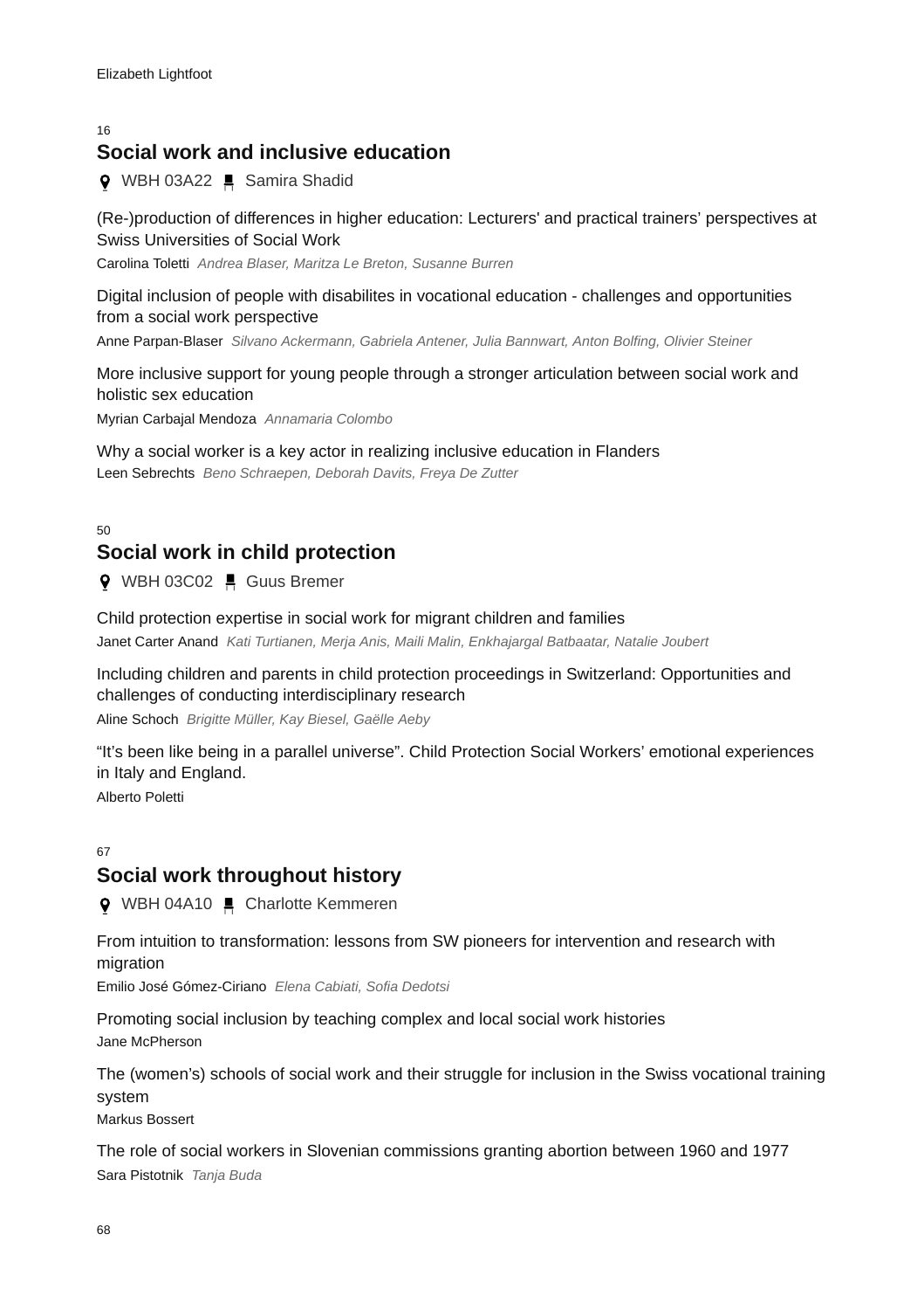Elizabeth Lightfoot

16

## Social work and inclusive education

WBH 03A22 Samira Shadid

(Re-)production of differences in higher education: Lecturers' and practical trainers' perspectives at Swiss Universities of Social Work

Carolina Toletti *Andrea Blaser, Maritza Le Breton, Susanne Burren*

Digital inclusion of people with disabilites in vocational education - challenges and opportunities from a social work perspective

Anne Parpan-Blaser *Silvano Ackermann, Gabriela Antener, Julia Bannwart, Anton Bolfing, Olivier Steiner*

More inclusive support for young people through a stronger articulation between social work and holistic sex education

Myrian Carbajal Mendoza *Annamaria Colombo*

Why a social worker is a key actor in realizing inclusive education in Flanders

Leen Sebrechts *Beno Schraepen, Deborah Davits, Freya De Zutter*

50

## Social work in child protection

WBH 03C02 Guus Bremer

Child protection expertise in social work for migrant children and families

Janet Carter Anand *Kati Turtianen, Merja Anis, Maili Malin, Enkhajargal Batbaatar, Natalie Joubert*

Including children and parents in child protection proceedings in Switzerland: Opportunities and challenges of conducting interdisciplinary research

Aline Schoch *Brigitte Müller, Kay Biesel, Gaëlle Aeby*

“It’s been like being in a parallel universe”. Child Protection Social Workers’ emotional experiences in Italy and England.

Alberto Poletti

67

## Social work throughout history

WBH 04A10 Charlotte Kemmeren

From intuition to transformation: lessons from SW pioneers for intervention and research with migration

Emilio José Gómez-Ciriano *Elena Cabiati, Sofia Dedotsi*

Promoting social inclusion by teaching complex and local social work histories

Jane McPherson

The (women’s) schools of social work and their struggle for inclusion in the Swiss vocational training system

Markus Bossert

The role of social workers in Slovenian commissions granting abortion between 1960 and 1977

Sara Pistotnik *Tanja Buda*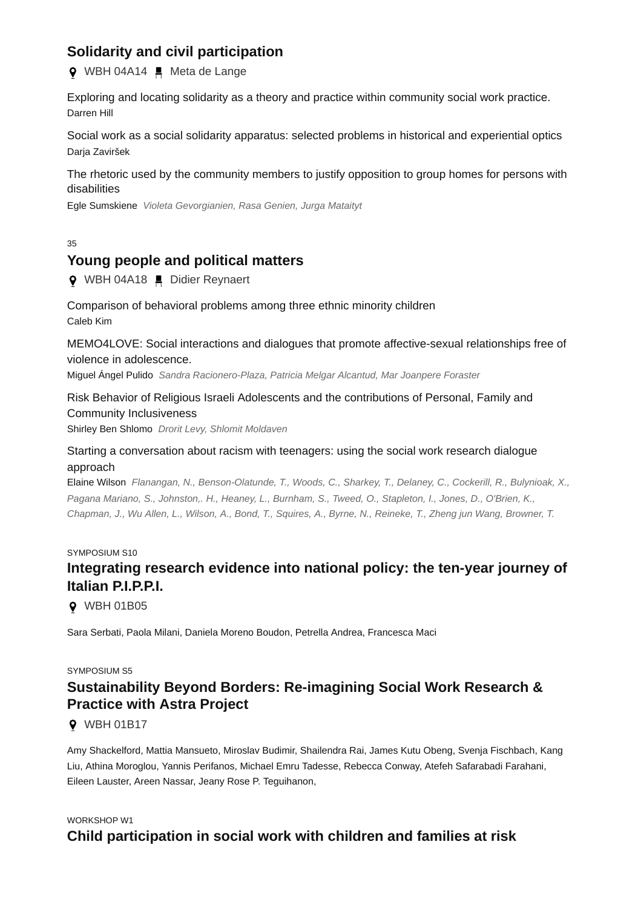## Solidarity and civil participation

WBH 04A14 Meta de Lange

Exploring and locating solidarity as a theory and practice within community social work practice.
Darren Hill

Social work as a social solidarity apparatus: selected problems in historical and experiential optics
Darja Zaviršek

The rhetoric used by the community members to justify opposition to group homes for persons with disabilities
Egle Sumskiene *Violeta Gevorgianien, Rasa Genien, Jurga Mataityt*

35

## Young people and political matters

WBH 04A18 Didier Reynaert

Comparison of behavioral problems among three ethnic minority children
Caleb Kim

MEMO4LOVE: Social interactions and dialogues that promote affective-sexual relationships free of violence in adolescence.
Miguel Ángel Pulido *Sandra Racionero-Plaza, Patricia Melgar Alcantud, Mar Joanpere Foraster*

Risk Behavior of Religious Israeli Adolescents and the contributions of Personal, Family and Community Inclusiveness
Shirley Ben Shlomo *Drorit Levy, Shlomit Moldaven*

Starting a conversation about racism with teenagers: using the social work research dialogue approach
Elaine Wilson *Flanangan, N., Benson-Olatunde, T., Woods, C., Sharkey, T., Delaney, C., Cockerill, R., Bulynioak, X., Pagana Mariano, S., Johnston,. H., Heaney, L., Burnham, S., Tweed, O., Stapleton, I., Jones, D., O'Brien, K., Chapman, J., Wu Allen, L., Wilson, A., Bond, T., Squires, A., Byrne, N., Reineke, T., Zheng jun Wang, Browner, T.*

SYMPOSIUM S10

## Integrating research evidence into national policy: the ten-year journey of Italian P.I.P.P.I.

WBH 01B05

Sara Serbati, Paola Milani, Daniela Moreno Boudon, Petrella Andrea, Francesca Maci

SYMPOSIUM S5

## Sustainability Beyond Borders: Re-imagining Social Work Research & Practice with Astra Project

WBH 01B17

Amy Shackelford, Mattia Mansueto, Miroslav Budimir, Shailendra Rai, James Kutu Obeng, Svenja Fischbach, Kang Liu, Athina Moroglou, Yannis Perifanos, Michael Emru Tadesse, Rebecca Conway, Atefeh Safarabadi Farahani, Eileen Lauster, Areen Nassar, Jeany Rose P. Teguihanon,

WORKSHOP W1

## Child participation in social work with children and families at risk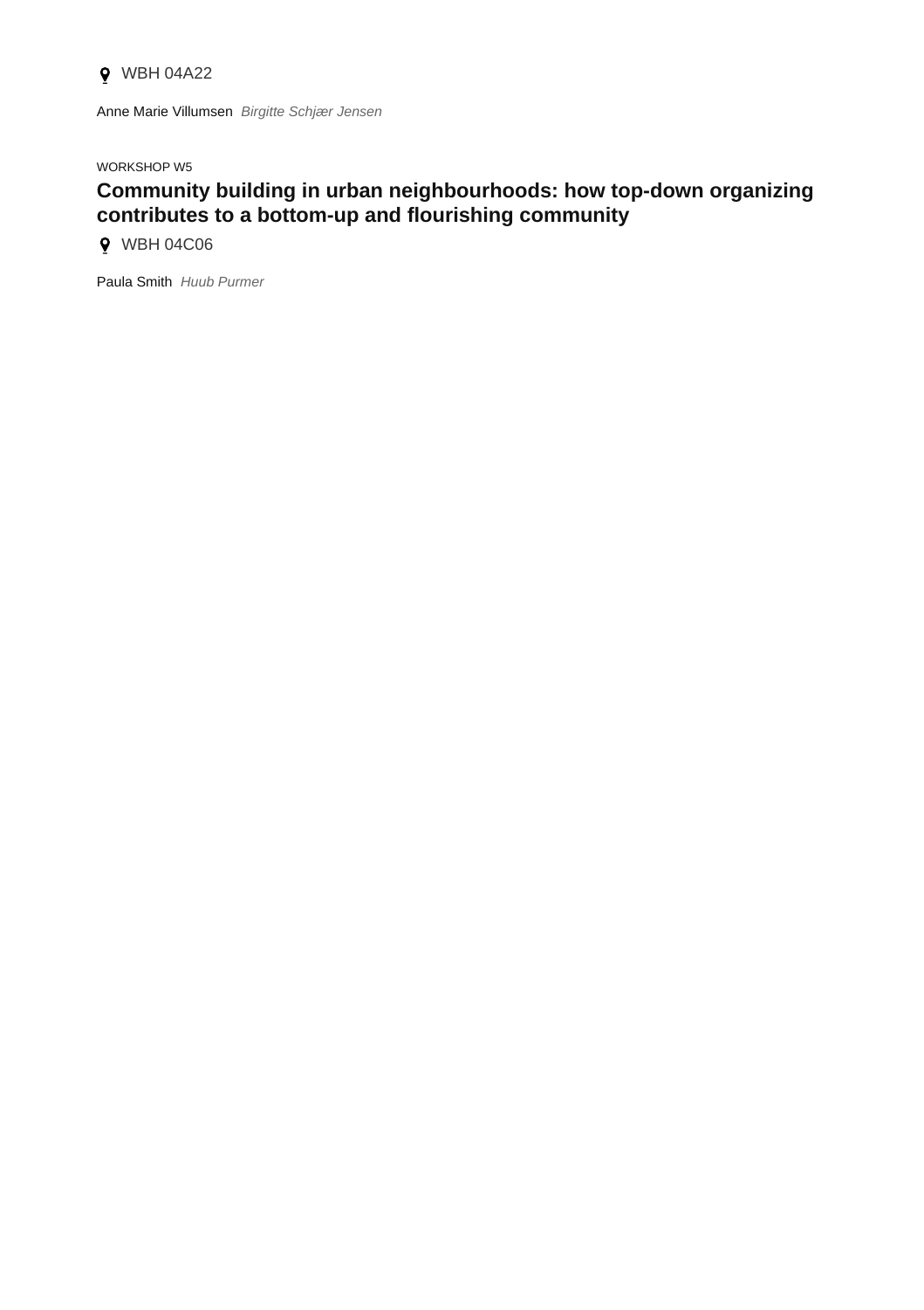WBH 04A22

Anne Marie Villumsen *Birgitte Schjær Jensen*

WORKSHOP W5

### Community building in urban neighbourhoods: how top-down organizing contributes to a bottom-up and flourishing community

WBH 04C06

Paula Smith *Huub Purmer*